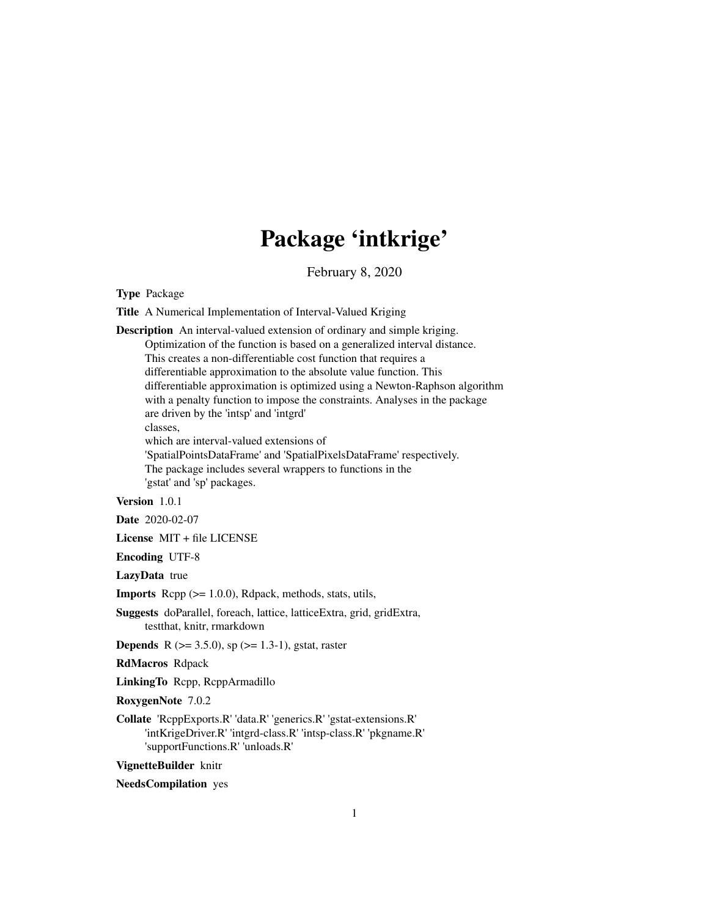# Package 'intkrige'

February 8, 2020

**Type** Package

**Title** A Numerical Implementation of Interval-Valued Kriging

**Description** An interval-valued extension of ordinary and simple kriging. Optimization of the function is based on a generalized interval distance. This creates a non-differentiable cost function that requires a differentiable approximation to the absolute value function. This differentiable approximation is optimized using a Newton-Raphson algorithm with a penalty function to impose the constraints. Analyses in the package are driven by the 'intsp' and 'intgrd' classes, which are interval-valued extensions of 'SpatialPointsDataFrame' and 'SpatialPixelsDataFrame' respectively. The package includes several wrappers to functions in the 'gstat' and 'sp' packages.

**Version** 1.0.1

**Date** 2020-02-07

**License** MIT + file LICENSE

**Encoding** UTF-8

**LazyData** true

**Imports** Rcpp (>= 1.0.0), Rdpack, methods, stats, utils,

**Suggests** doParallel, foreach, lattice, latticeExtra, grid, gridExtra, testthat, knitr, rmarkdown

**Depends** R (>= 3.5.0), sp (>= 1.3-1), gstat, raster

**RdMacros** Rdpack

**LinkingTo** Rcpp, RcppArmadillo

**RoxygenNote** 7.0.2

**Collate** 'RcppExports.R' 'data.R' 'generics.R' 'gstat-extensions.R' 'intKrigeDriver.R' 'intgrd-class.R' 'intsp-class.R' 'pkgname.R' 'supportFunctions.R' 'unloads.R'

**VignetteBuilder** knitr

**NeedsCompilation** yes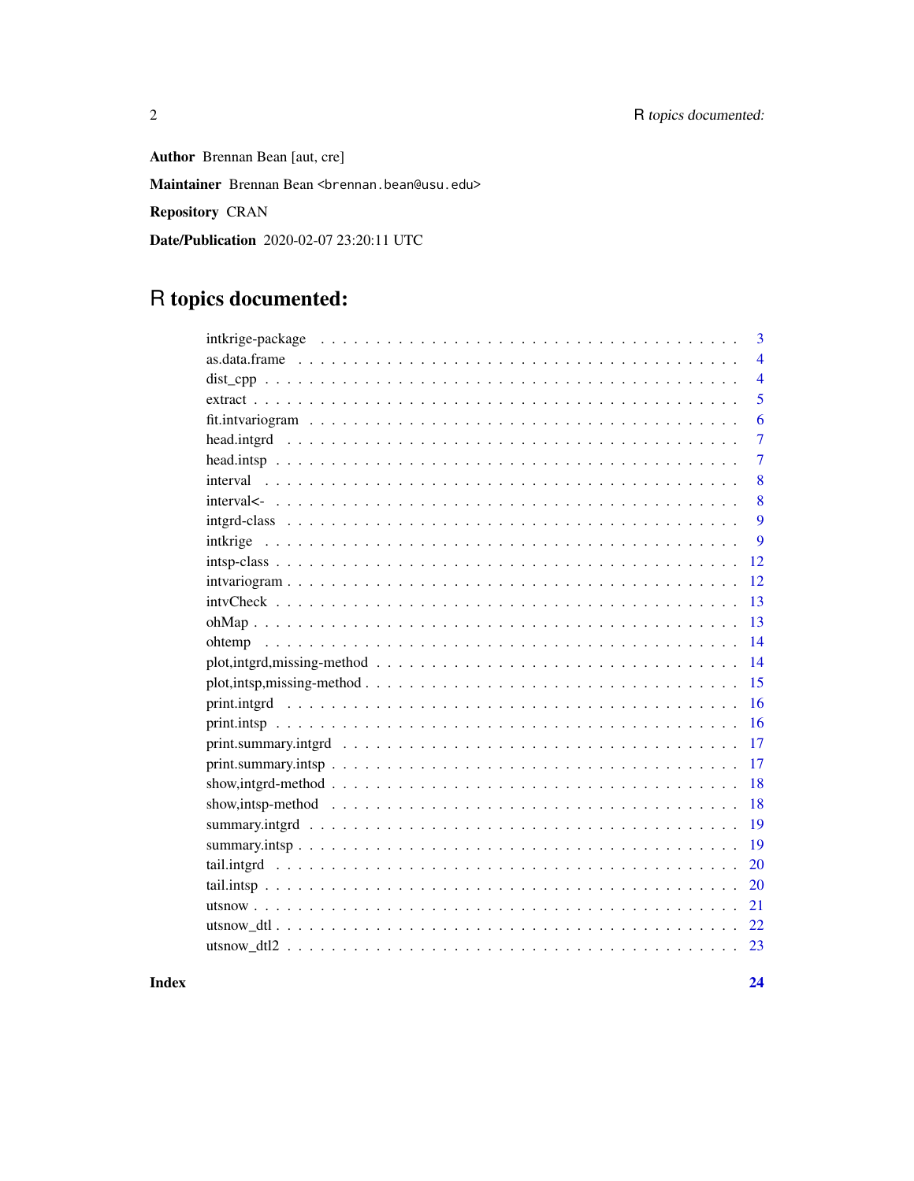**Author** Brennan Bean [aut, cre]

**Maintainer** Brennan Bean <brennan.bean@usu.edu>

**Repository** CRAN

**Date/Publication** 2020-02-07 23:20:11 UTC

# R topics documented:

| | |
|---|---|
| intkrige-package | 3 |
| as.data.frame | 4 |
| dist_cpp | 4 |
| extract | 5 |
| fit.intvariogram | 6 |
| head.intgrd | 7 |
| head.intsp | 7 |
| interval | 8 |
| interval<- | 8 |
| intgrd-class | 9 |
| intkrige | 9 |
| intsp-class | 12 |
| intvariogram | 12 |
| intvCheck | 13 |
| ohMap | 13 |
| ohtemp | 14 |
| plot,intgrd,missing-method | 14 |
| plot,intsp,missing-method | 15 |
| print.intgrd | 16 |
| print.intsp | 16 |
| print.summary.intgrd | 17 |
| print.summary.intsp | 17 |
| show,intgrd-method | 18 |
| show,intsp-method | 18 |
| summary.intgrd | 19 |
| summary.intsp | 19 |
| tail.intgrd | 20 |
| tail.intsp | 20 |
| utsnow | 21 |
| utsnow_dtl | 22 |
| utsnow_dtl2 | 23 |
| **Index** | **24** |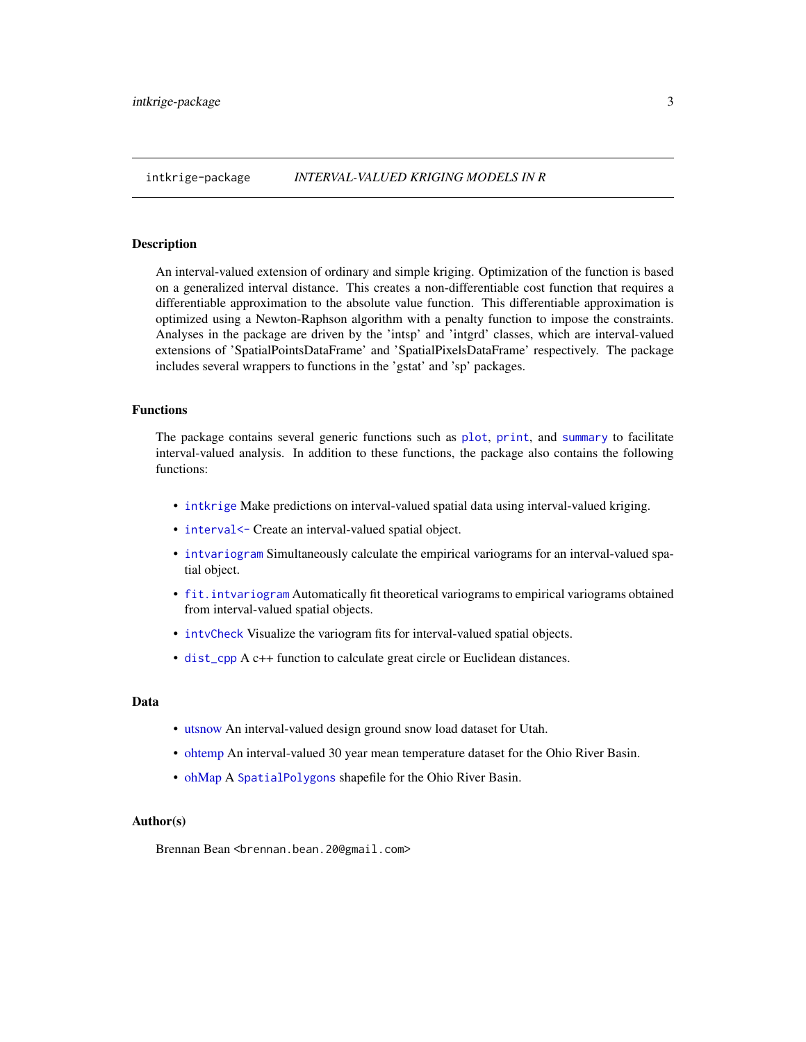## intkrige-package    *INTERVAL-VALUED KRIGING MODELS IN R*

### Description

An interval-valued extension of ordinary and simple kriging. Optimization of the function is based on a generalized interval distance. This creates a non-differentiable cost function that requires a differentiable approximation to the absolute value function. This differentiable approximation is optimized using a Newton-Raphson algorithm with a penalty function to impose the constraints. Analyses in the package are driven by the 'intsp' and 'intgrd' classes, which are interval-valued extensions of 'SpatialPointsDataFrame' and 'SpatialPixelsDataFrame' respectively. The package includes several wrappers to functions in the 'gstat' and 'sp' packages.

### Functions

The package contains several generic functions such as `plot`, `print`, and `summary` to facilitate interval-valued analysis. In addition to these functions, the package also contains the following functions:

- `intkrige` Make predictions on interval-valued spatial data using interval-valued kriging.
- `interval<-` Create an interval-valued spatial object.
- `intvariogram` Simultaneously calculate the empirical variograms for an interval-valued spatial object.
- `fit.intvariogram` Automatically fit theoretical variograms to empirical variograms obtained from interval-valued spatial objects.
- `intvCheck` Visualize the variogram fits for interval-valued spatial objects.
- `dist_cpp` A c++ function to calculate great circle or Euclidean distances.

### Data

- utsnow An interval-valued design ground snow load dataset for Utah.
- ohtemp An interval-valued 30 year mean temperature dataset for the Ohio River Basin.
- ohMap A `SpatialPolygons` shapefile for the Ohio River Basin.

### Author(s)

Brennan Bean <brennan.bean.20@gmail.com>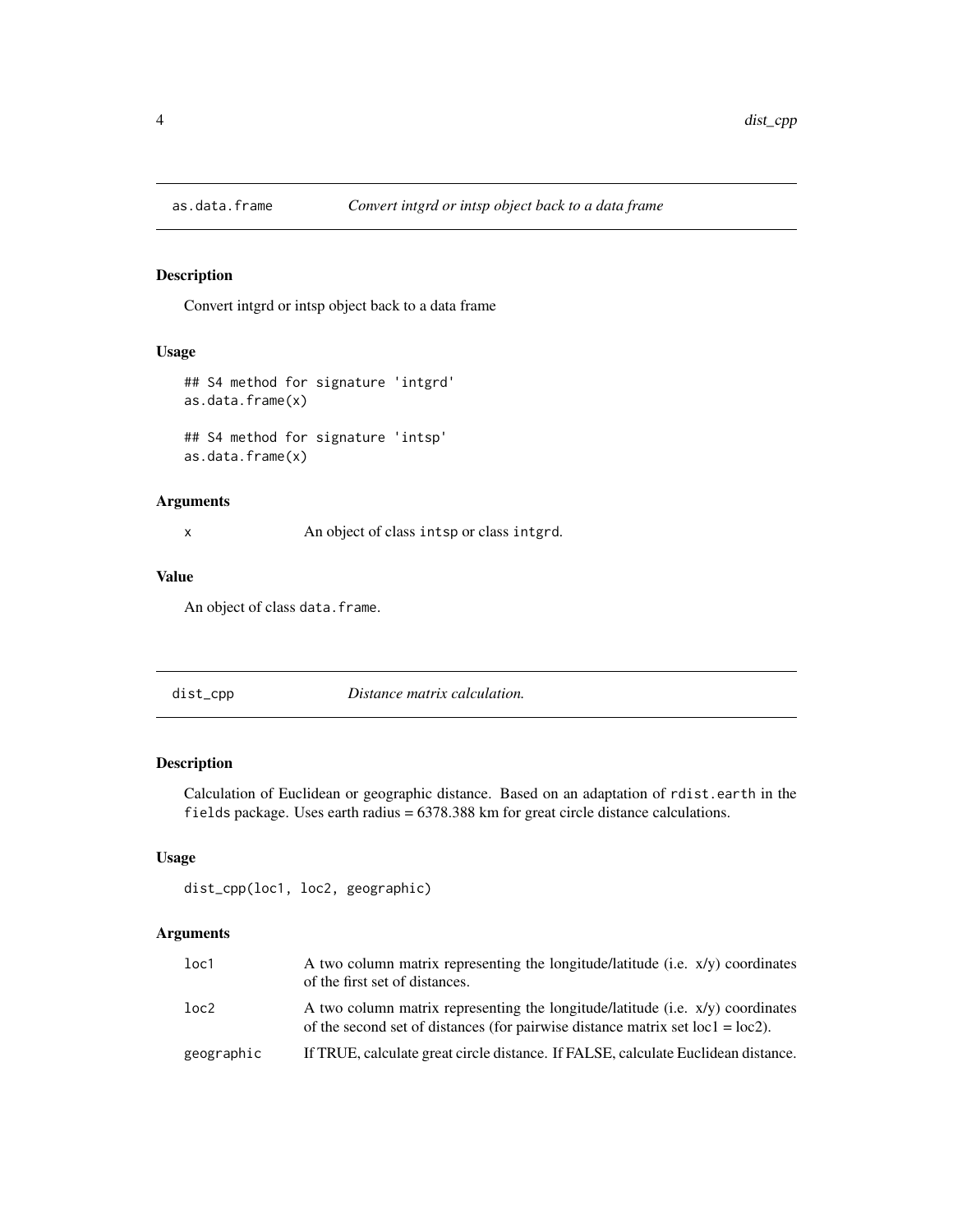## as.data.frame — *Convert intgrd or intsp object back to a data frame*

### Description

Convert intgrd or intsp object back to a data frame

### Usage

```
## S4 method for signature 'intgrd'
as.data.frame(x)

## S4 method for signature 'intsp'
as.data.frame(x)
```

### Arguments

| | |
|---|---|
| x | An object of class `intsp` or class `intgrd`. |

### Value

An object of class `data.frame`.

## dist_cpp — *Distance matrix calculation.*

### Description

Calculation of Euclidean or geographic distance. Based on an adaptation of `rdist.earth` in the `fields` package. Uses earth radius = 6378.388 km for great circle distance calculations.

### Usage

```
dist_cpp(loc1, loc2, geographic)
```

### Arguments

| | |
|---|---|
| loc1 | A two column matrix representing the longitude/latitude (i.e. x/y) coordinates of the first set of distances. |
| loc2 | A two column matrix representing the longitude/latitude (i.e. x/y) coordinates of the second set of distances (for pairwise distance matrix set loc1 = loc2). |
| geographic | If TRUE, calculate great circle distance. If FALSE, calculate Euclidean distance. |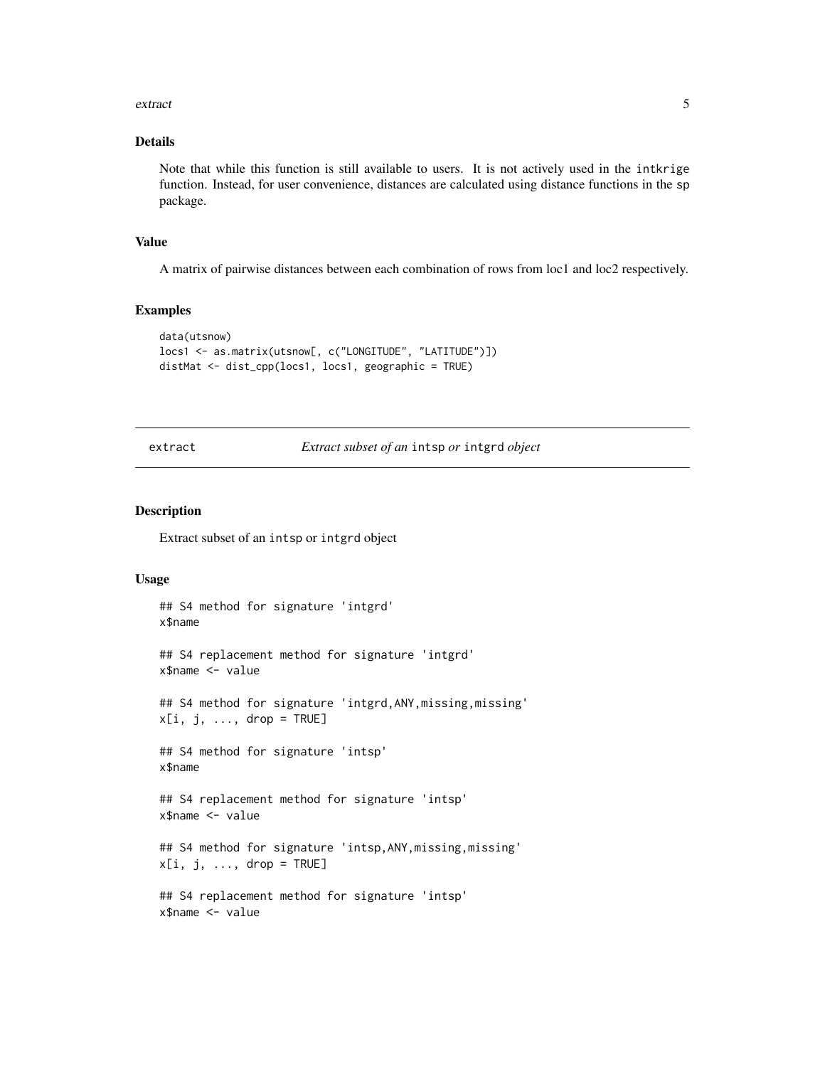### Details

Note that while this function is still available to users. It is not actively used in the intkrige function. Instead, for user convenience, distances are calculated using distance functions in the sp package.

### Value

A matrix of pairwise distances between each combination of rows from loc1 and loc2 respectively.

### Examples

```
data(utsnow)
locs1 <- as.matrix(utsnow[, c("LONGITUDE", "LATITUDE")])
distMat <- dist_cpp(locs1, locs1, geographic = TRUE)
```

---

## extract — *Extract subset of an* intsp *or* intgrd *object*

### Description

Extract subset of an intsp or intgrd object

### Usage

```
## S4 method for signature 'intgrd'
x$name

## S4 replacement method for signature 'intgrd'
x$name <- value

## S4 method for signature 'intgrd,ANY,missing,missing'
x[i, j, ..., drop = TRUE]

## S4 method for signature 'intsp'
x$name

## S4 replacement method for signature 'intsp'
x$name <- value

## S4 method for signature 'intsp,ANY,missing,missing'
x[i, j, ..., drop = TRUE]

## S4 replacement method for signature 'intsp'
x$name <- value
```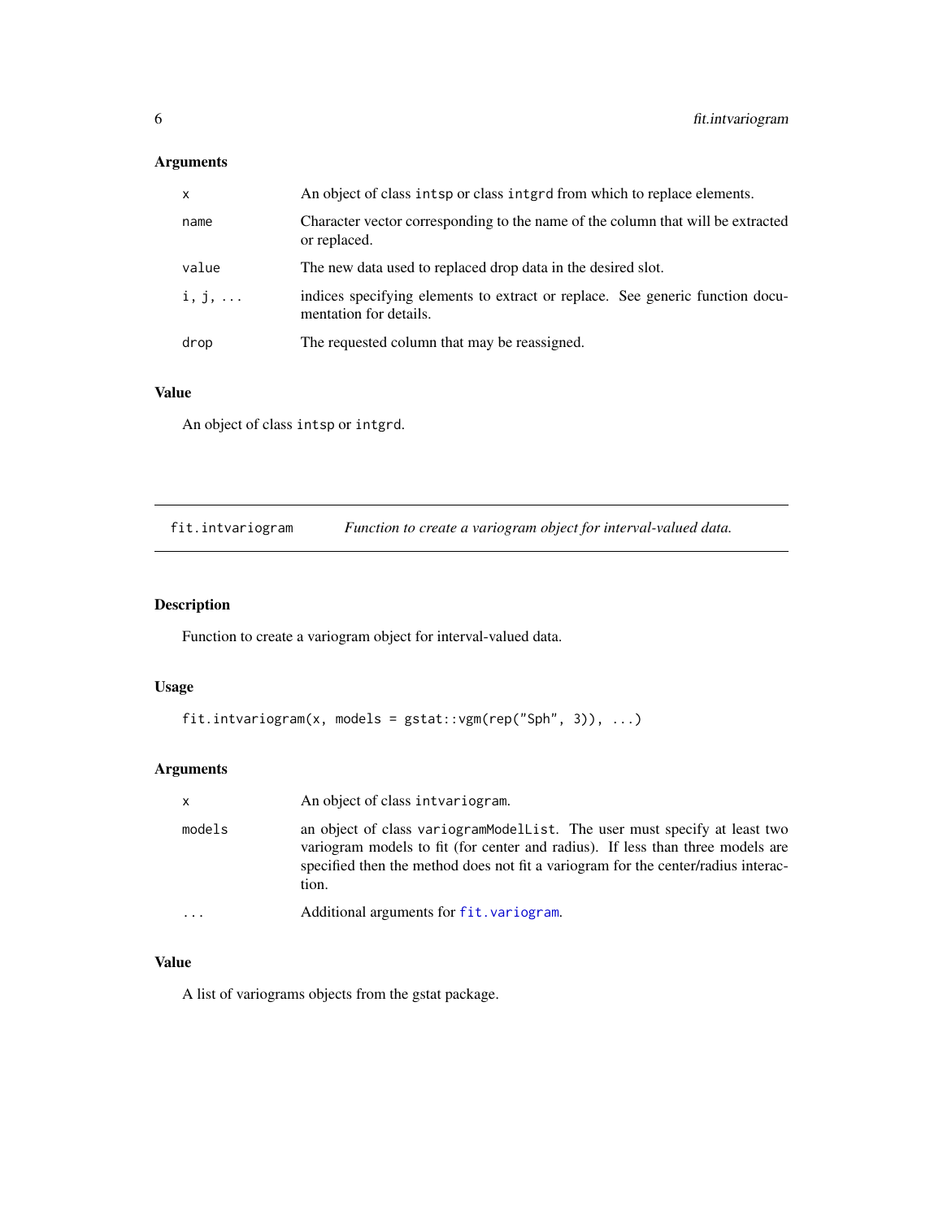## Arguments

| | |
|---|---|
| `x` | An object of class `intsp` or class `intgrd` from which to replace elements. |
| `name` | Character vector corresponding to the name of the column that will be extracted or replaced. |
| `value` | The new data used to replaced drop data in the desired slot. |
| `i, j, ...` | indices specifying elements to extract or replace. See generic function documentation for details. |
| `drop` | The requested column that may be reassigned. |

## Value

An object of class `intsp` or `intgrd`.

---

# fit.intvariogram — *Function to create a variogram object for interval-valued data.*

## Description

Function to create a variogram object for interval-valued data.

## Usage

```
fit.intvariogram(x, models = gstat::vgm(rep("Sph", 3)), ...)
```

## Arguments

| | |
|---|---|
| `x` | An object of class `intvariogram`. |
| `models` | an object of class `variogramModelList`. The user must specify at least two variogram models to fit (for center and radius). If less than three models are specified then the method does not fit a variogram for the center/radius interaction. |
| `...` | Additional arguments for `fit.variogram`. |

## Value

A list of variograms objects from the gstat package.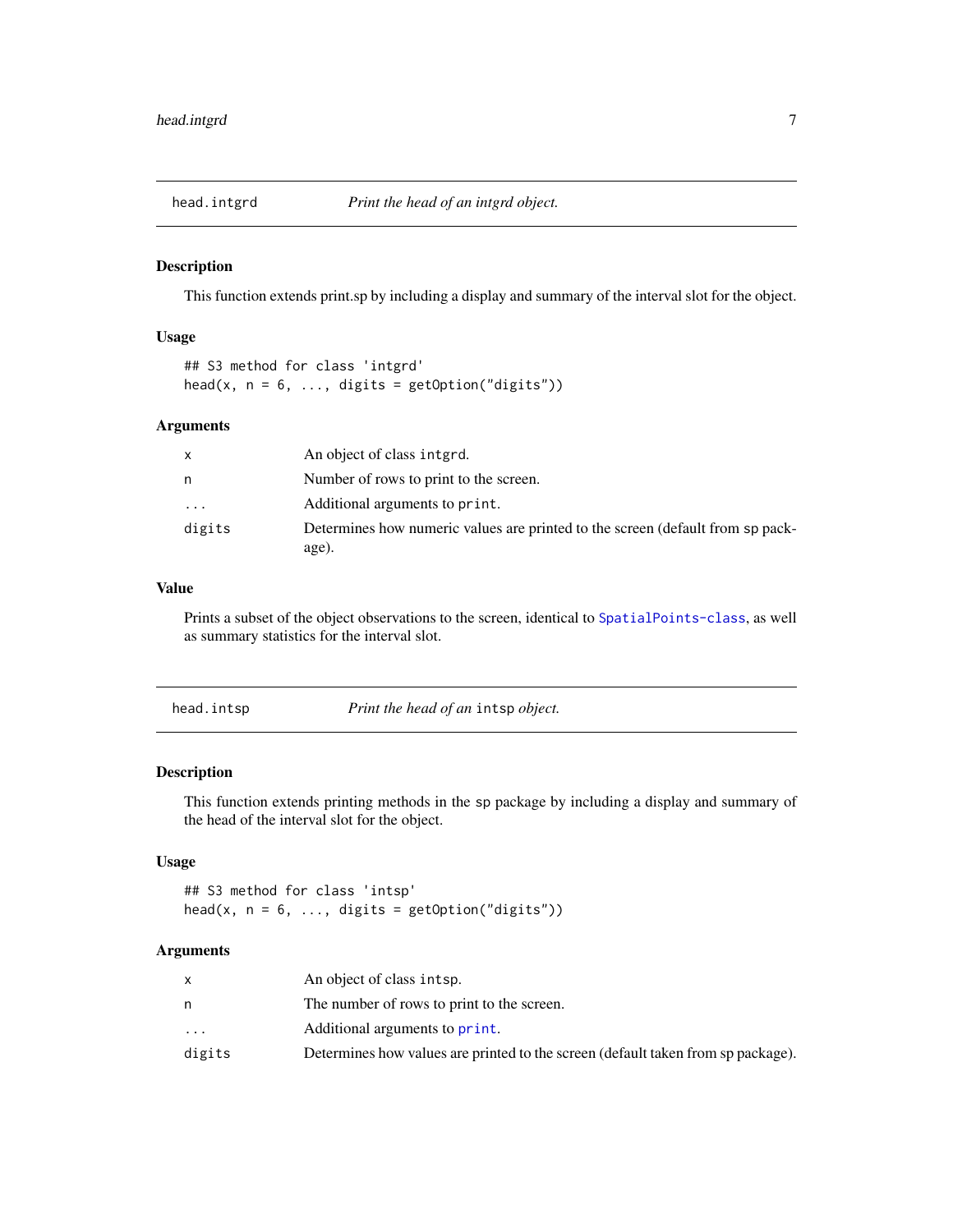## head.intgrd — *Print the head of an intgrd object.*

### Description

This function extends print.sp by including a display and summary of the interval slot for the object.

### Usage

```
## S3 method for class 'intgrd'
head(x, n = 6, ..., digits = getOption("digits"))
```

### Arguments

| | |
|---|---|
| `x` | An object of class `intgrd`. |
| `n` | Number of rows to print to the screen. |
| `...` | Additional arguments to `print`. |
| `digits` | Determines how numeric values are printed to the screen (default from sp package). |

### Value

Prints a subset of the object observations to the screen, identical to `SpatialPoints-class`, as well as summary statistics for the interval slot.

## head.intsp — *Print the head of an `intsp` object.*

### Description

This function extends printing methods in the sp package by including a display and summary of the head of the interval slot for the object.

### Usage

```
## S3 method for class 'intsp'
head(x, n = 6, ..., digits = getOption("digits"))
```

### Arguments

| | |
|---|---|
| `x` | An object of class `intsp`. |
| `n` | The number of rows to print to the screen. |
| `...` | Additional arguments to `print`. |
| `digits` | Determines how values are printed to the screen (default taken from sp package). |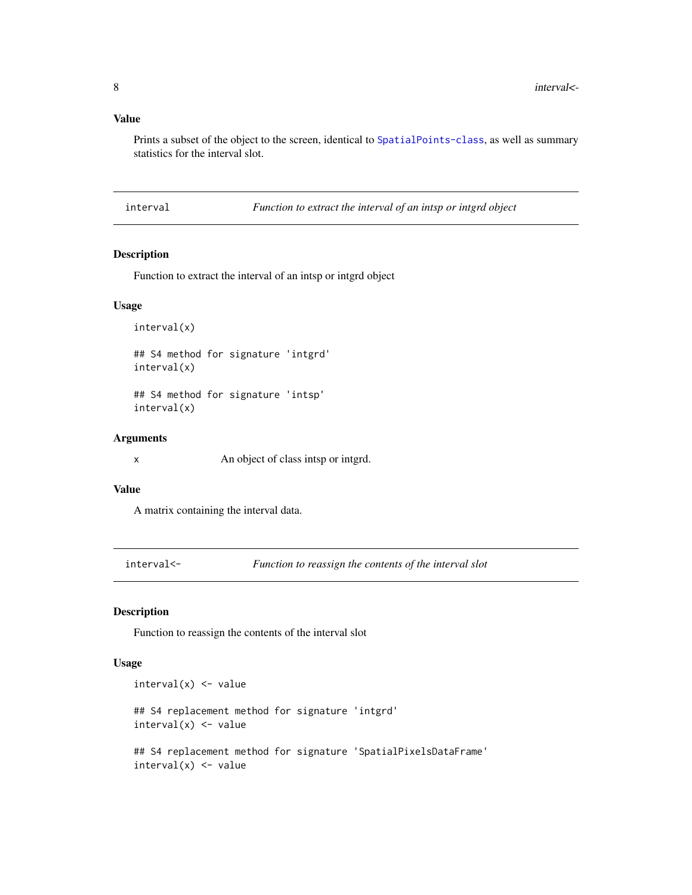### Value

Prints a subset of the object to the screen, identical to SpatialPoints-class, as well as summary statistics for the interval slot.

---

## interval — *Function to extract the interval of an intsp or intgrd object*

### Description

Function to extract the interval of an intsp or intgrd object

### Usage

```
interval(x)

## S4 method for signature 'intgrd'
interval(x)

## S4 method for signature 'intsp'
interval(x)
```

### Arguments

| | |
|---|---|
| `x` | An object of class intsp or intgrd. |

### Value

A matrix containing the interval data.

---

## interval<- — *Function to reassign the contents of the interval slot*

### Description

Function to reassign the contents of the interval slot

### Usage

```
interval(x) <- value

## S4 replacement method for signature 'intgrd'
interval(x) <- value

## S4 replacement method for signature 'SpatialPixelsDataFrame'
interval(x) <- value
```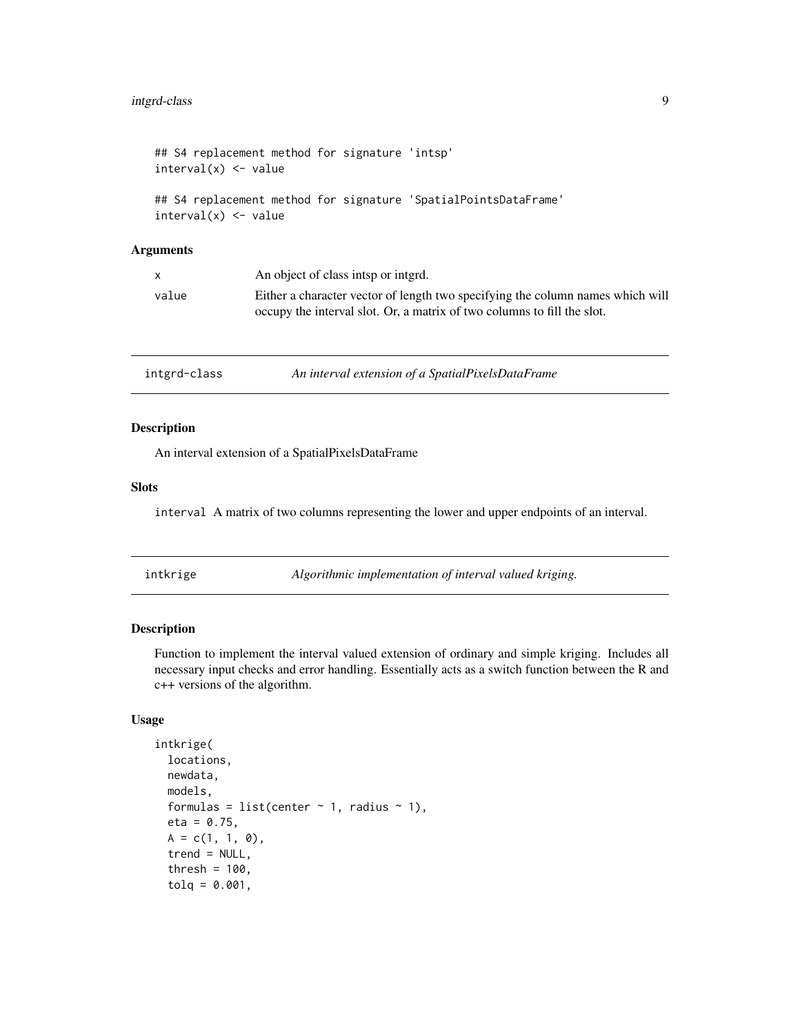```
## S4 replacement method for signature 'intsp'
interval(x) <- value

## S4 replacement method for signature 'SpatialPointsDataFrame'
interval(x) <- value
```

### Arguments

| | |
|---|---|
| `x` | An object of class intsp or intgrd. |
| `value` | Either a character vector of length two specifying the column names which will occupy the interval slot. Or, a matrix of two columns to fill the slot. |

---

## intgrd-class — *An interval extension of a SpatialPixelsDataFrame*

### Description

An interval extension of a SpatialPixelsDataFrame

### Slots

`interval` A matrix of two columns representing the lower and upper endpoints of an interval.

---

## intkrige — *Algorithmic implementation of interval valued kriging.*

### Description

Function to implement the interval valued extension of ordinary and simple kriging. Includes all necessary input checks and error handling. Essentially acts as a switch function between the R and c++ versions of the algorithm.

### Usage

```
intkrige(
  locations,
  newdata,
  models,
  formulas = list(center ~ 1, radius ~ 1),
  eta = 0.75,
  A = c(1, 1, 0),
  trend = NULL,
  thresh = 100,
  tolq = 0.001,
```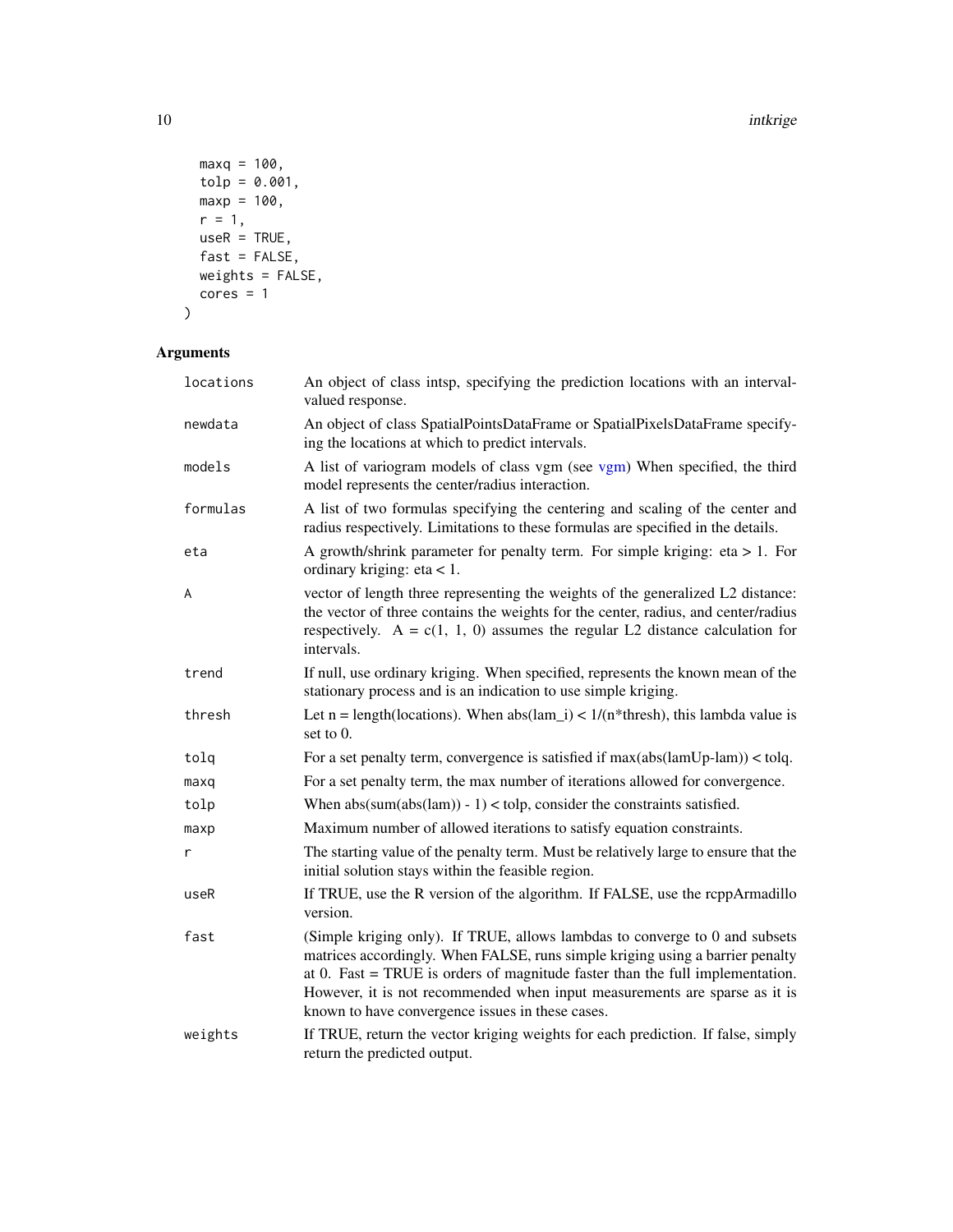```
  maxq = 100,
  tolp = 0.001,
  maxp = 100,
  r = 1,
  useR = TRUE,
  fast = FALSE,
  weights = FALSE,
  cores = 1
)
```

## Arguments

| | |
|---|---|
| locations | An object of class intsp, specifying the prediction locations with an interval-valued response. |
| newdata | An object of class SpatialPointsDataFrame or SpatialPixelsDataFrame specifying the locations at which to predict intervals. |
| models | A list of variogram models of class vgm (see vgm) When specified, the third model represents the center/radius interaction. |
| formulas | A list of two formulas specifying the centering and scaling of the center and radius respectively. Limitations to these formulas are specified in the details. |
| eta | A growth/shrink parameter for penalty term. For simple kriging: eta > 1. For ordinary kriging: eta < 1. |
| A | vector of length three representing the weights of the generalized L2 distance: the vector of three contains the weights for the center, radius, and center/radius respectively. A = c(1, 1, 0) assumes the regular L2 distance calculation for intervals. |
| trend | If null, use ordinary kriging. When specified, represents the known mean of the stationary process and is an indication to use simple kriging. |
| thresh | Let n = length(locations). When abs(lam_i) < 1/(n*thresh), this lambda value is set to 0. |
| tolq | For a set penalty term, convergence is satisfied if max(abs(lamUp-lam)) < tolq. |
| maxq | For a set penalty term, the max number of iterations allowed for convergence. |
| tolp | When abs(sum(abs(lam)) - 1) < tolp, consider the constraints satisfied. |
| maxp | Maximum number of allowed iterations to satisfy equation constraints. |
| r | The starting value of the penalty term. Must be relatively large to ensure that the initial solution stays within the feasible region. |
| useR | If TRUE, use the R version of the algorithm. If FALSE, use the rcppArmadillo version. |
| fast | (Simple kriging only). If TRUE, allows lambdas to converge to 0 and subsets matrices accordingly. When FALSE, runs simple kriging using a barrier penalty at 0. Fast = TRUE is orders of magnitude faster than the full implementation. However, it is not recommended when input measurements are sparse as it is known to have convergence issues in these cases. |
| weights | If TRUE, return the vector kriging weights for each prediction. If false, simply return the predicted output. |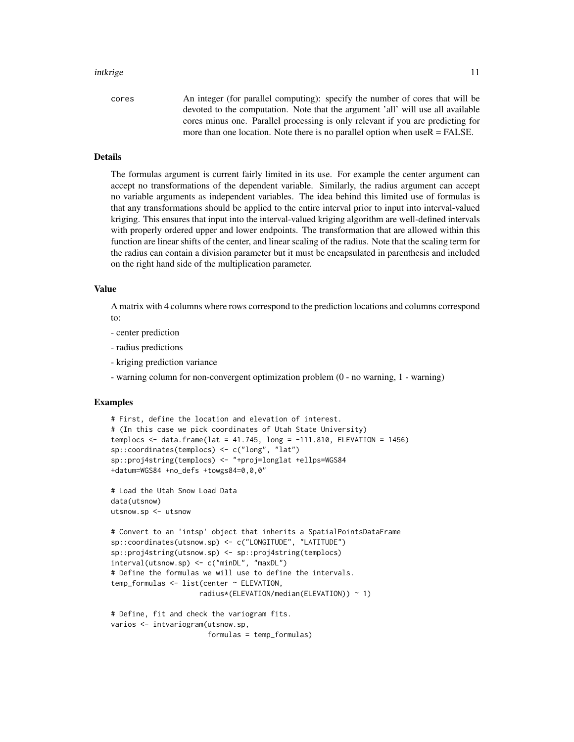cores  An integer (for parallel computing): specify the number of cores that will be devoted to the computation. Note that the argument 'all' will use all available cores minus one. Parallel processing is only relevant if you are predicting for more than one location. Note there is no parallel option when useR = FALSE.

### Details

The formulas argument is current fairly limited in its use. For example the center argument can accept no transformations of the dependent variable. Similarly, the radius argument can accept no variable arguments as independent variables. The idea behind this limited use of formulas is that any transformations should be applied to the entire interval prior to input into interval-valued kriging. This ensures that input into the interval-valued kriging algorithm are well-defined intervals with properly ordered upper and lower endpoints. The transformation that are allowed within this function are linear shifts of the center, and linear scaling of the radius. Note that the scaling term for the radius can contain a division parameter but it must be encapsulated in parenthesis and included on the right hand side of the multiplication parameter.

### Value

A matrix with 4 columns where rows correspond to the prediction locations and columns correspond to:

- center prediction

- radius predictions

- kriging prediction variance

- warning column for non-convergent optimization problem (0 - no warning, 1 - warning)

### Examples

```
# First, define the location and elevation of interest.
# (In this case we pick coordinates of Utah State University)
templocs <- data.frame(lat = 41.745, long = -111.810, ELEVATION = 1456)
sp::coordinates(templocs) <- c("long", "lat")
sp::proj4string(templocs) <- "+proj=longlat +ellps=WGS84
+datum=WGS84 +no_defs +towgs84=0,0,0"

# Load the Utah Snow Load Data
data(utsnow)
utsnow.sp <- utsnow

# Convert to an 'intsp' object that inherits a SpatialPointsDataFrame
sp::coordinates(utsnow.sp) <- c("LONGITUDE", "LATITUDE")
sp::proj4string(utsnow.sp) <- sp::proj4string(templocs)
interval(utsnow.sp) <- c("minDL", "maxDL")
# Define the formulas we will use to define the intervals.
temp_formulas <- list(center ~ ELEVATION,
                      radius*(ELEVATION/median(ELEVATION)) ~ 1)

# Define, fit and check the variogram fits.
varios <- intvariogram(utsnow.sp,
                       formulas = temp_formulas)
```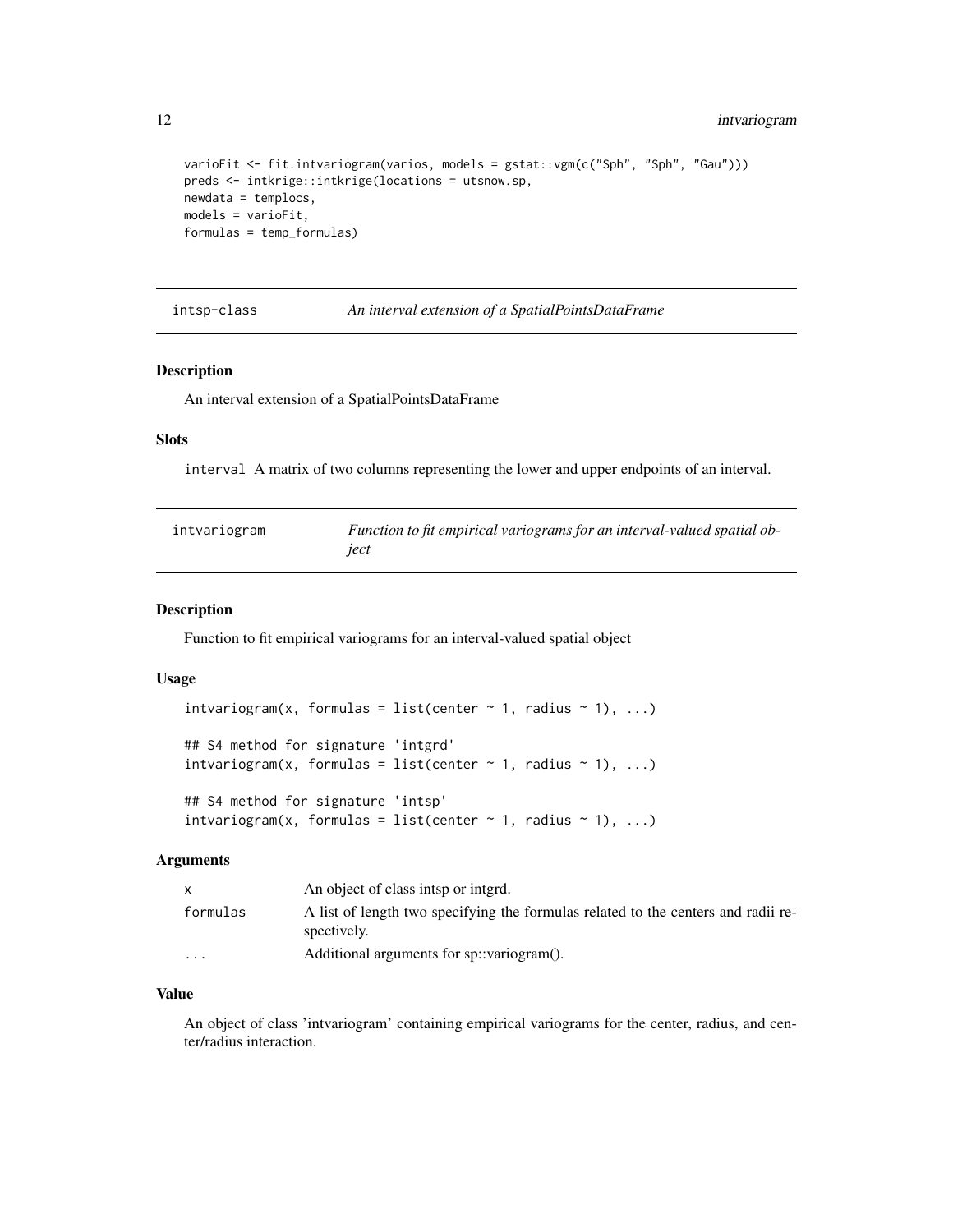```
varioFit <- fit.intvariogram(varios, models = gstat::vgm(c("Sph", "Sph", "Gau")))
preds <- intkrige::intkrige(locations = utsnow.sp,
newdata = templocs,
models = varioFit,
formulas = temp_formulas)
```

## intsp-class    *An interval extension of a SpatialPointsDataFrame*

### Description

An interval extension of a SpatialPointsDataFrame

### Slots

`interval` A matrix of two columns representing the lower and upper endpoints of an interval.

## intvariogram    *Function to fit empirical variograms for an interval-valued spatial object*

### Description

Function to fit empirical variograms for an interval-valued spatial object

### Usage

```
intvariogram(x, formulas = list(center ~ 1, radius ~ 1), ...)

## S4 method for signature 'intgrd'
intvariogram(x, formulas = list(center ~ 1, radius ~ 1), ...)

## S4 method for signature 'intsp'
intvariogram(x, formulas = list(center ~ 1, radius ~ 1), ...)
```

### Arguments

| | |
|---|---|
| x | An object of class intsp or intgrd. |
| formulas | A list of length two specifying the formulas related to the centers and radii respectively. |
| ... | Additional arguments for sp::variogram(). |

### Value

An object of class 'intvariogram' containing empirical variograms for the center, radius, and center/radius interaction.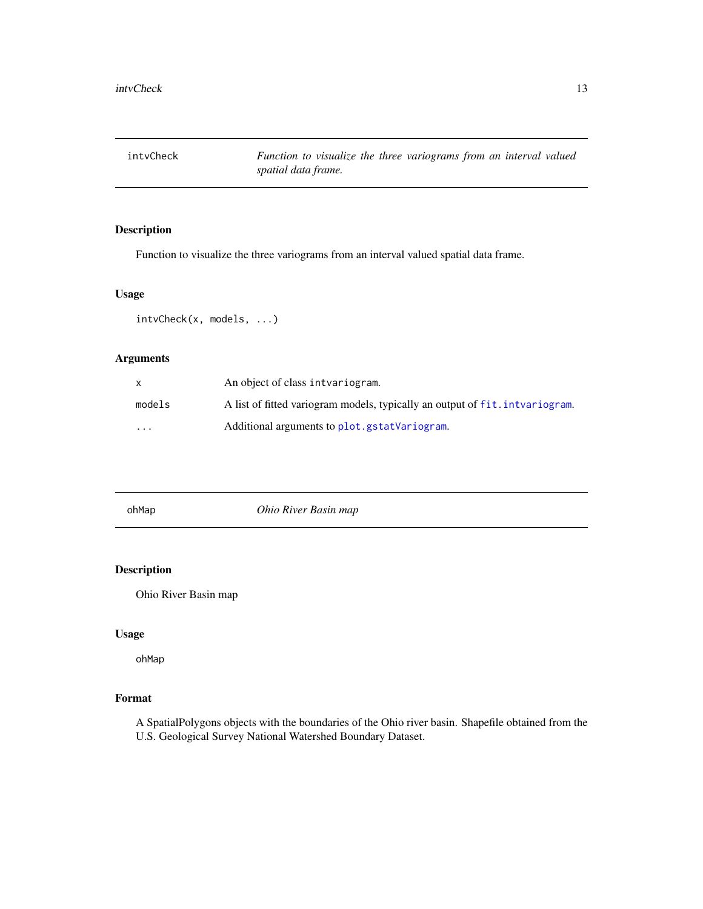## intvCheck — *Function to visualize the three variograms from an interval valued spatial data frame.*

### Description

Function to visualize the three variograms from an interval valued spatial data frame.

### Usage

```
intvCheck(x, models, ...)
```

### Arguments

| | |
|---|---|
| `x` | An object of class `intvariogram`. |
| `models` | A list of fitted variogram models, typically an output of `fit.intvariogram`. |
| `...` | Additional arguments to `plot.gstatVariogram`. |

## ohMap — *Ohio River Basin map*

### Description

Ohio River Basin map

### Usage

```
ohMap
```

### Format

A SpatialPolygons objects with the boundaries of the Ohio river basin. Shapefile obtained from the U.S. Geological Survey National Watershed Boundary Dataset.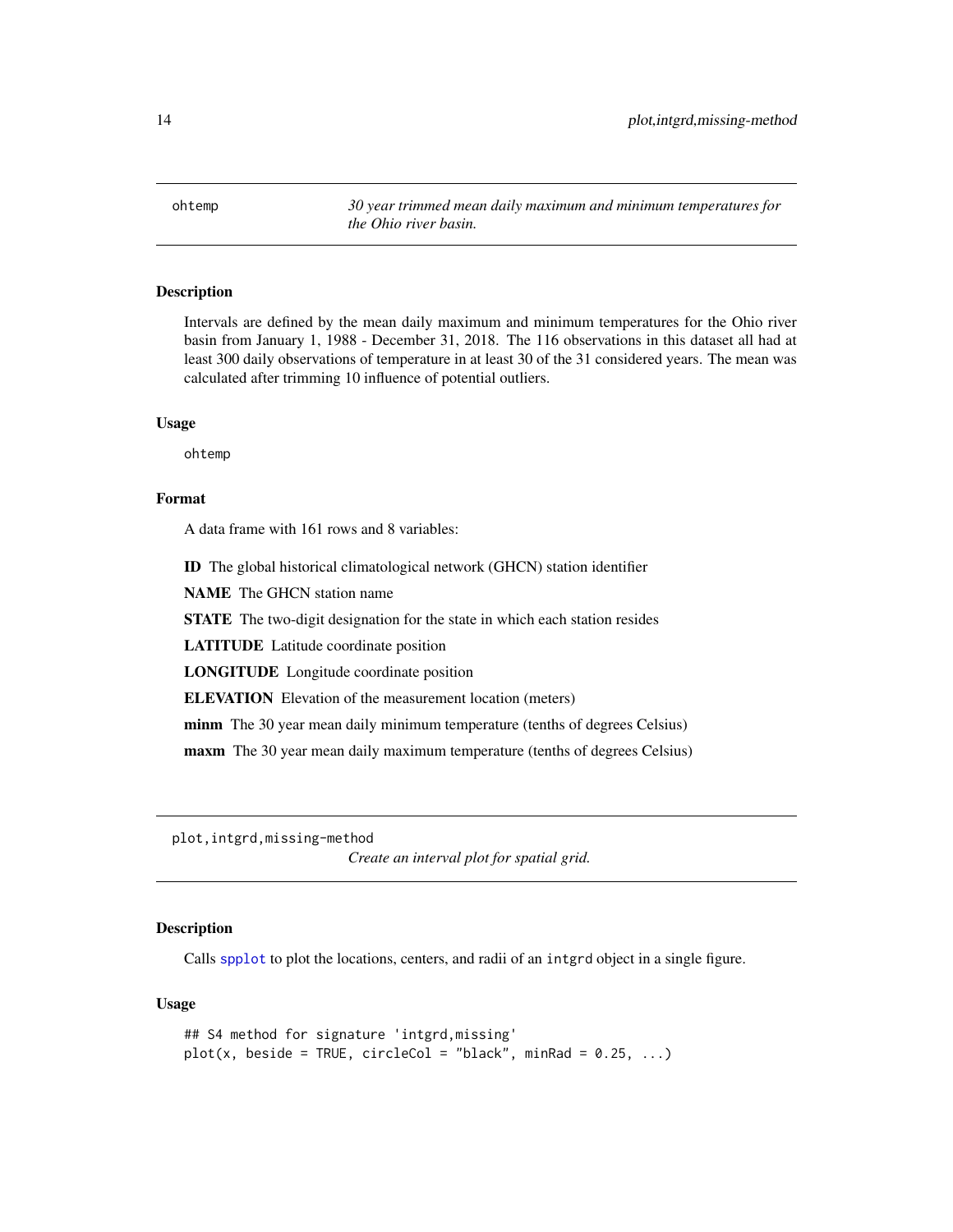## ohtemp — *30 year trimmed mean daily maximum and minimum temperatures for the Ohio river basin.*

### Description

Intervals are defined by the mean daily maximum and minimum temperatures for the Ohio river basin from January 1, 1988 - December 31, 2018. The 116 observations in this dataset all had at least 300 daily observations of temperature in at least 30 of the 31 considered years. The mean was calculated after trimming 10 influence of potential outliers.

### Usage

```
ohtemp
```

### Format

A data frame with 161 rows and 8 variables:

**ID** The global historical climatological network (GHCN) station identifier

**NAME** The GHCN station name

**STATE** The two-digit designation for the state in which each station resides

**LATITUDE** Latitude coordinate position

**LONGITUDE** Longitude coordinate position

**ELEVATION** Elevation of the measurement location (meters)

**minm** The 30 year mean daily minimum temperature (tenths of degrees Celsius)

**maxm** The 30 year mean daily maximum temperature (tenths of degrees Celsius)

## plot,intgrd,missing-method — *Create an interval plot for spatial grid.*

### Description

Calls spplot to plot the locations, centers, and radii of an intgrd object in a single figure.

### Usage

```
## S4 method for signature 'intgrd,missing'
plot(x, beside = TRUE, circleCol = "black", minRad = 0.25, ...)
```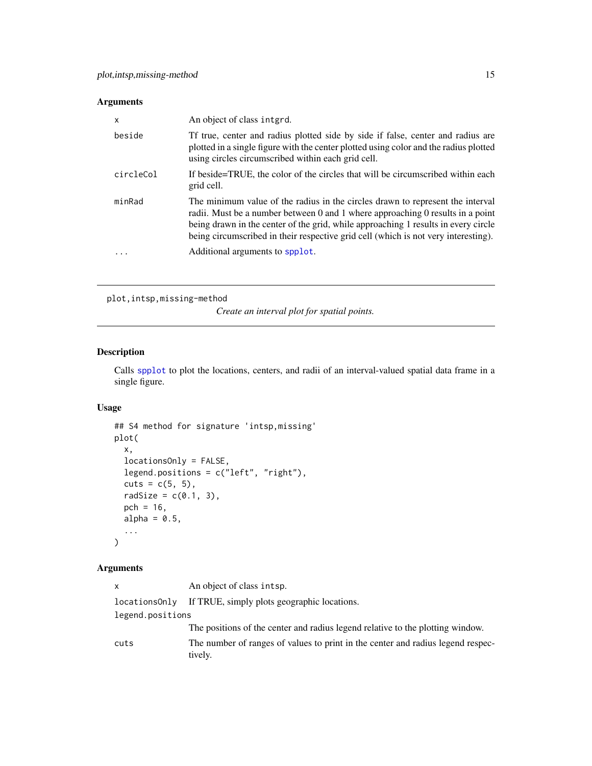### Arguments

| | |
|---|---|
| `x` | An object of class `intgrd`. |
| `beside` | Tf true, center and radius plotted side by side if false, center and radius are plotted in a single figure with the center plotted using color and the radius plotted using circles circumscribed within each grid cell. |
| `circleCol` | If beside=TRUE, the color of the circles that will be circumscribed within each grid cell. |
| `minRad` | The minimum value of the radius in the circles drawn to represent the interval radii. Must be a number between 0 and 1 where approaching 0 results in a point being drawn in the center of the grid, while approaching 1 results in every circle being circumscribed in their respective grid cell (which is not very interesting). |
| `...` | Additional arguments to `spplot`. |

---

`plot,intsp,missing-method` *Create an interval plot for spatial points.*

---

### Description

Calls `spplot` to plot the locations, centers, and radii of an interval-valued spatial data frame in a single figure.

### Usage

```
## S4 method for signature 'intsp,missing'
plot(
  x,
  locationsOnly = FALSE,
  legend.positions = c("left", "right"),
  cuts = c(5, 5),
  radSize = c(0.1, 3),
  pch = 16,
  alpha = 0.5,
  ...
)
```

### Arguments

| | |
|---|---|
| `x` | An object of class `intsp`. |
| `locationsOnly` | If TRUE, simply plots geographic locations. |
| `legend.positions` | The positions of the center and radius legend relative to the plotting window. |
| `cuts` | The number of ranges of values to print in the center and radius legend respectively. |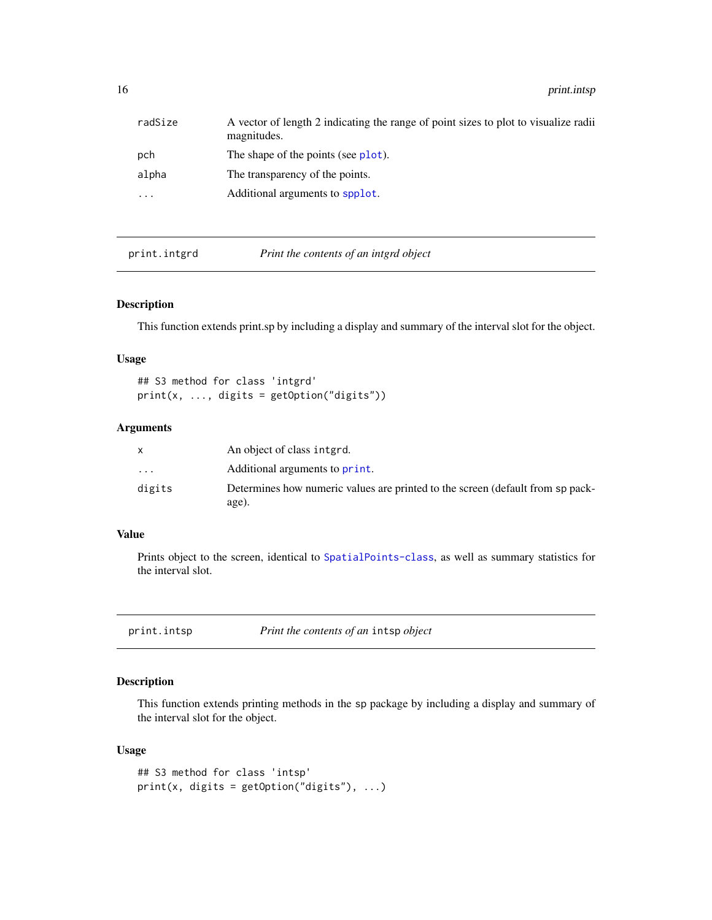| | |
|---|---|
| radSize | A vector of length 2 indicating the range of point sizes to plot to visualize radii magnitudes. |
| pch | The shape of the points (see plot). |
| alpha | The transparency of the points. |
| ... | Additional arguments to spplot. |

---

## print.intgrd — *Print the contents of an intgrd object*

### Description

This function extends print.sp by including a display and summary of the interval slot for the object.

### Usage

```
## S3 method for class 'intgrd'
print(x, ..., digits = getOption("digits"))
```

### Arguments

| | |
|---|---|
| x | An object of class intgrd. |
| ... | Additional arguments to print. |
| digits | Determines how numeric values are printed to the screen (default from sp package). |

### Value

Prints object to the screen, identical to SpatialPoints-class, as well as summary statistics for the interval slot.

---

## print.intsp — *Print the contents of an intsp object*

### Description

This function extends printing methods in the sp package by including a display and summary of the interval slot for the object.

### Usage

```
## S3 method for class 'intsp'
print(x, digits = getOption("digits"), ...)
```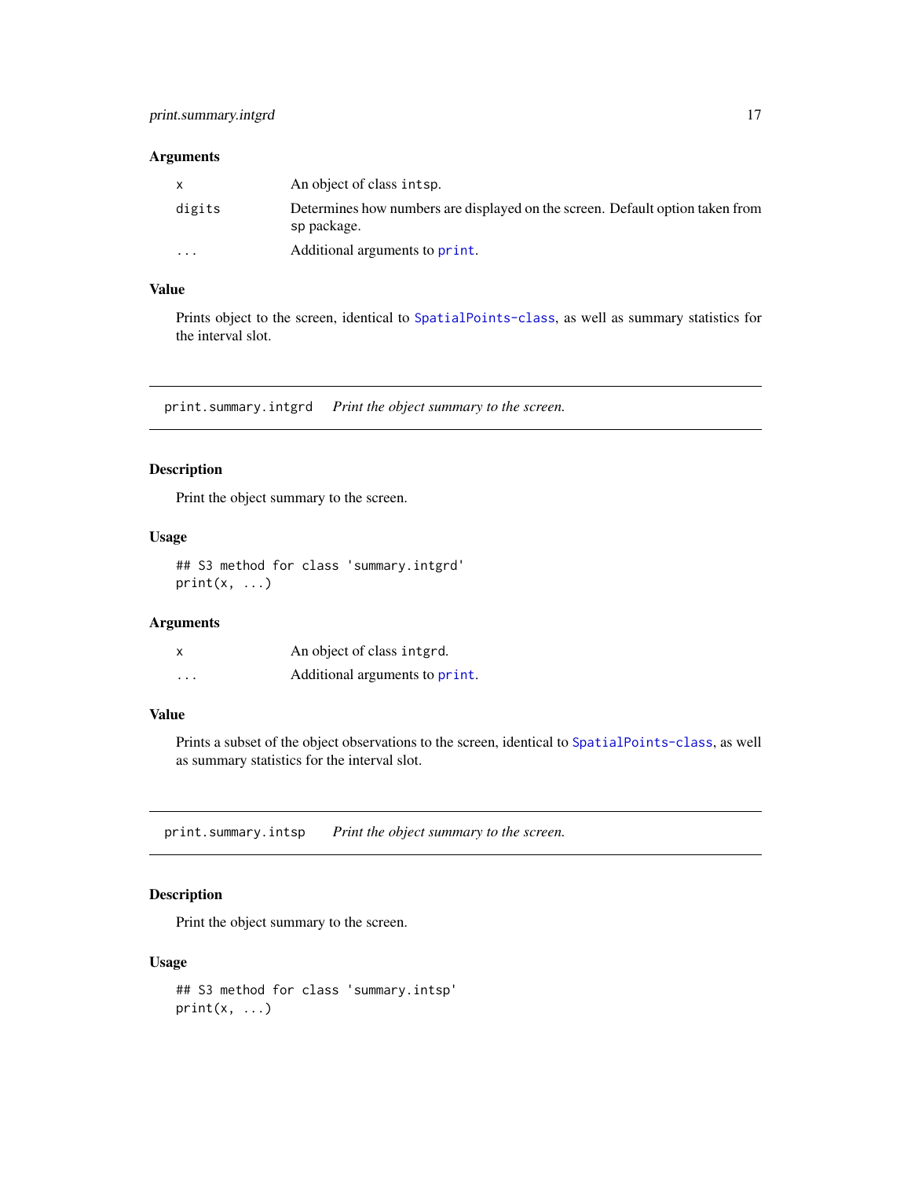### Arguments

| | |
|---|---|
| x | An object of class `intsp`. |
| digits | Determines how numbers are displayed on the screen. Default option taken from `sp` package. |
| ... | Additional arguments to `print`. |

### Value

Prints object to the screen, identical to `SpatialPoints-class`, as well as summary statistics for the interval slot.

---

## print.summary.intgrd    *Print the object summary to the screen.*

### Description

Print the object summary to the screen.

### Usage

```
## S3 method for class 'summary.intgrd'
print(x, ...)
```

### Arguments

| | |
|---|---|
| x | An object of class `intgrd`. |
| ... | Additional arguments to `print`. |

### Value

Prints a subset of the object observations to the screen, identical to `SpatialPoints-class`, as well as summary statistics for the interval slot.

---

## print.summary.intsp    *Print the object summary to the screen.*

### Description

Print the object summary to the screen.

### Usage

```
## S3 method for class 'summary.intsp'
print(x, ...)
```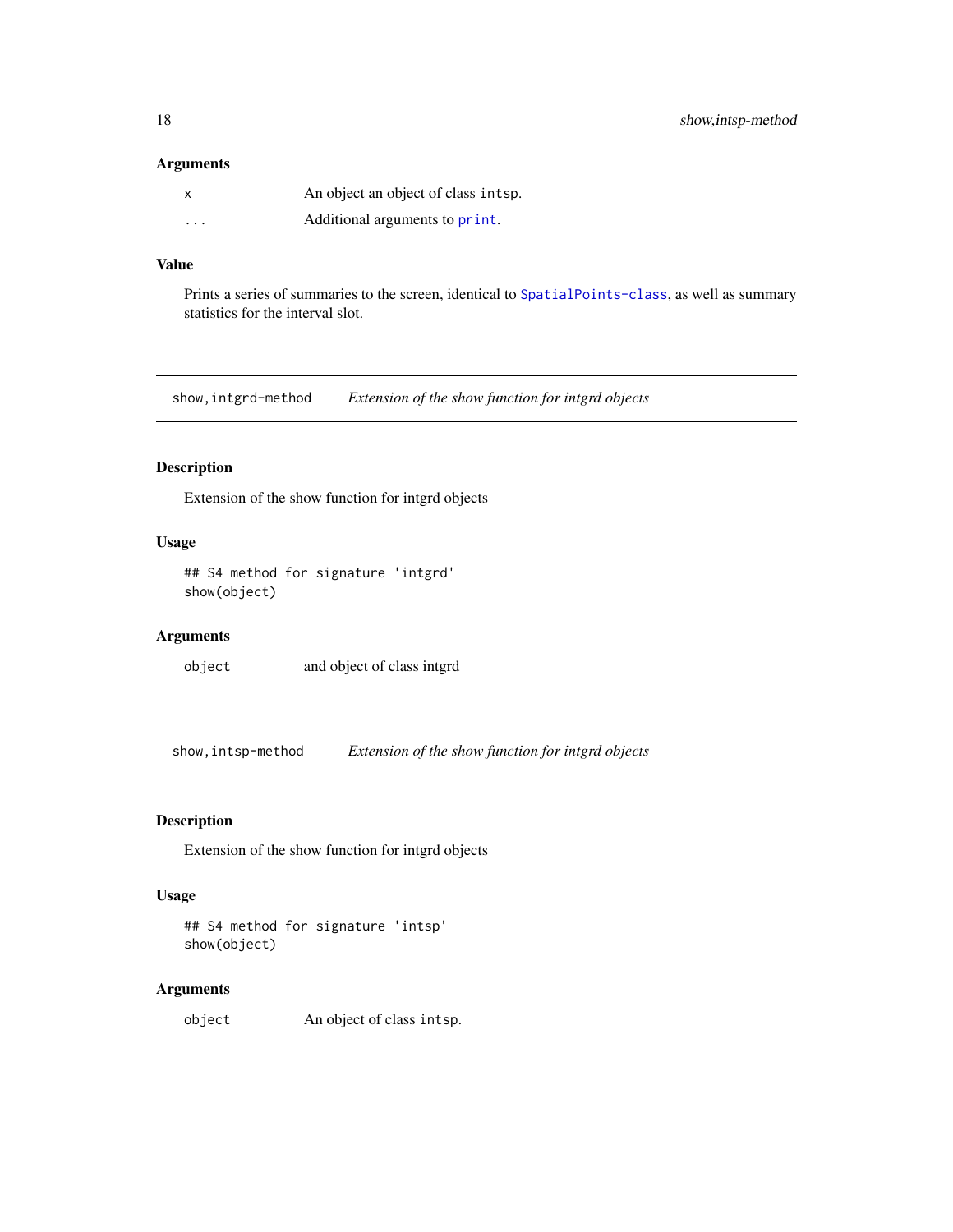### Arguments

| | |
|---|---|
| `x` | An object an object of class `intsp`. |
| `...` | Additional arguments to `print`. |

### Value

Prints a series of summaries to the screen, identical to `SpatialPoints-class`, as well as summary statistics for the interval slot.

---

## `show,intgrd-method` *Extension of the show function for intgrd objects*

---

### Description

Extension of the show function for intgrd objects

### Usage

```
## S4 method for signature 'intgrd'
show(object)
```

### Arguments

| | |
|---|---|
| `object` | and object of class intgrd |

---

## `show,intsp-method` *Extension of the show function for intgrd objects*

---

### Description

Extension of the show function for intgrd objects

### Usage

```
## S4 method for signature 'intsp'
show(object)
```

### Arguments

| | |
|---|---|
| `object` | An object of class `intsp`. |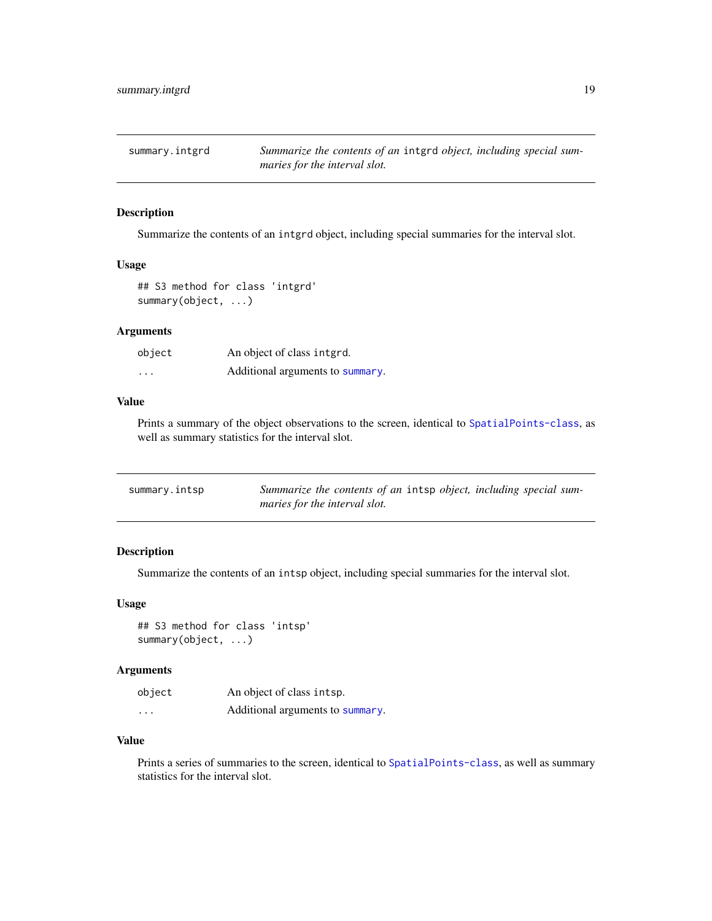## summary.intgrd — *Summarize the contents of an* `intgrd` *object, including special summaries for the interval slot.*

### Description

Summarize the contents of an `intgrd` object, including special summaries for the interval slot.

### Usage

```
## S3 method for class 'intgrd'
summary(object, ...)
```

### Arguments

| | |
|---|---|
| `object` | An object of class `intgrd`. |
| `...` | Additional arguments to `summary`. |

### Value

Prints a summary of the object observations to the screen, identical to `SpatialPoints-class`, as well as summary statistics for the interval slot.

## summary.intsp — *Summarize the contents of an* `intsp` *object, including special summaries for the interval slot.*

### Description

Summarize the contents of an `intsp` object, including special summaries for the interval slot.

### Usage

```
## S3 method for class 'intsp'
summary(object, ...)
```

### Arguments

| | |
|---|---|
| `object` | An object of class `intsp`. |
| `...` | Additional arguments to `summary`. |

### Value

Prints a series of summaries to the screen, identical to `SpatialPoints-class`, as well as summary statistics for the interval slot.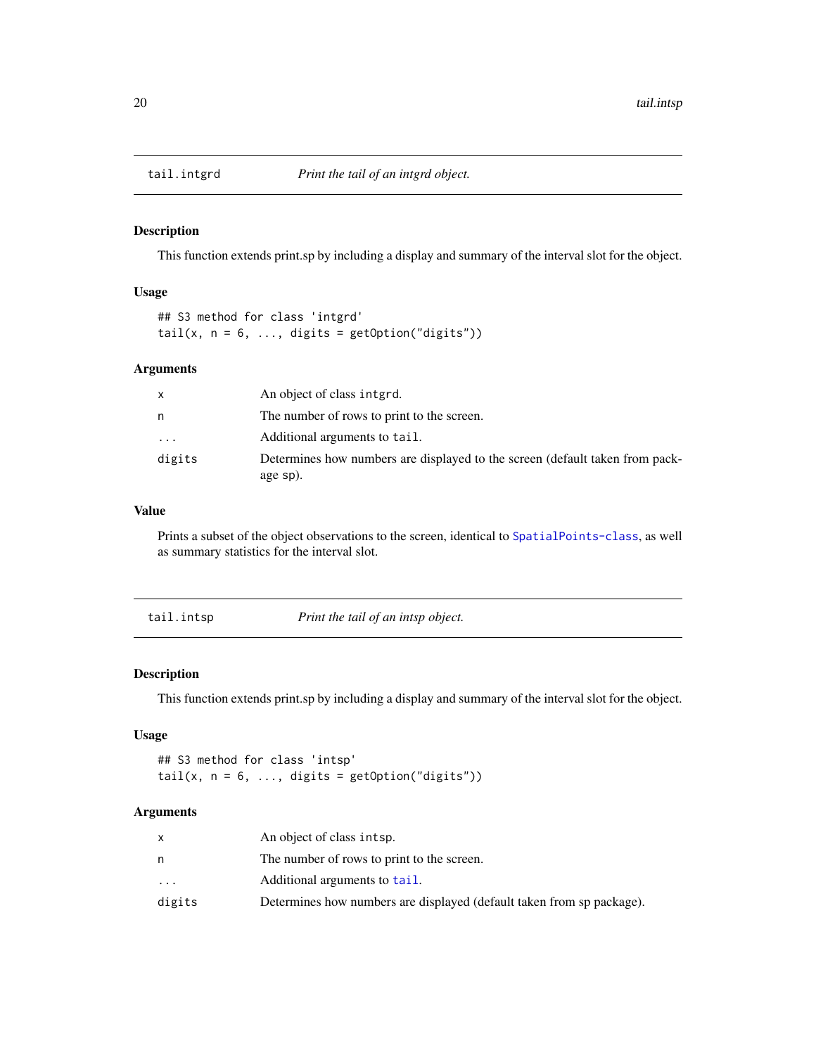## tail.intgrd — *Print the tail of an intgrd object.*

### Description

This function extends print.sp by including a display and summary of the interval slot for the object.

### Usage

```
## S3 method for class 'intgrd'
tail(x, n = 6, ..., digits = getOption("digits"))
```

### Arguments

| | |
|---|---|
| `x` | An object of class `intgrd`. |
| `n` | The number of rows to print to the screen. |
| `...` | Additional arguments to `tail`. |
| `digits` | Determines how numbers are displayed to the screen (default taken from package `sp`). |

### Value

Prints a subset of the object observations to the screen, identical to SpatialPoints-class, as well as summary statistics for the interval slot.

## tail.intsp — *Print the tail of an intsp object.*

### Description

This function extends print.sp by including a display and summary of the interval slot for the object.

### Usage

```
## S3 method for class 'intsp'
tail(x, n = 6, ..., digits = getOption("digits"))
```

### Arguments

| | |
|---|---|
| `x` | An object of class `intsp`. |
| `n` | The number of rows to print to the screen. |
| `...` | Additional arguments to tail. |
| `digits` | Determines how numbers are displayed (default taken from sp package). |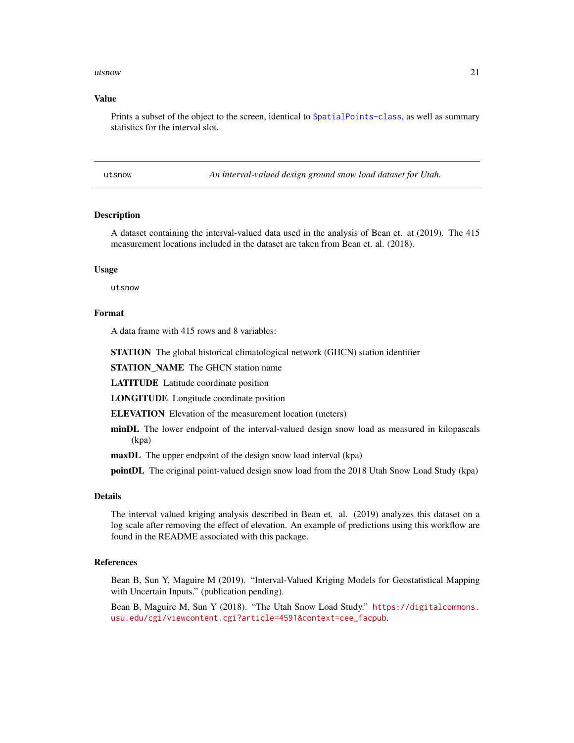### Value

Prints a subset of the object to the screen, identical to SpatialPoints-class, as well as summary statistics for the interval slot.

---

## utsnow — *An interval-valued design ground snow load dataset for Utah.*

---

### Description

A dataset containing the interval-valued data used in the analysis of Bean et. at (2019). The 415 measurement locations included in the dataset are taken from Bean et. al. (2018).

### Usage

```
utsnow
```

### Format

A data frame with 415 rows and 8 variables:

**STATION** The global historical climatological network (GHCN) station identifier

**STATION_NAME** The GHCN station name

**LATITUDE** Latitude coordinate position

**LONGITUDE** Longitude coordinate position

**ELEVATION** Elevation of the measurement location (meters)

**minDL** The lower endpoint of the interval-valued design snow load as measured in kilopascals (kpa)

**maxDL** The upper endpoint of the design snow load interval (kpa)

**pointDL** The original point-valued design snow load from the 2018 Utah Snow Load Study (kpa)

### Details

The interval valued kriging analysis described in Bean et. al. (2019) analyzes this dataset on a log scale after removing the effect of elevation. An example of predictions using this workflow are found in the README associated with this package.

### References

Bean B, Sun Y, Maguire M (2019). "Interval-Valued Kriging Models for Geostatistical Mapping with Uncertain Inputs." (publication pending).

Bean B, Maguire M, Sun Y (2018). "The Utah Snow Load Study." https://digitalcommons.usu.edu/cgi/viewcontent.cgi?article=4591&context=cee_facpub.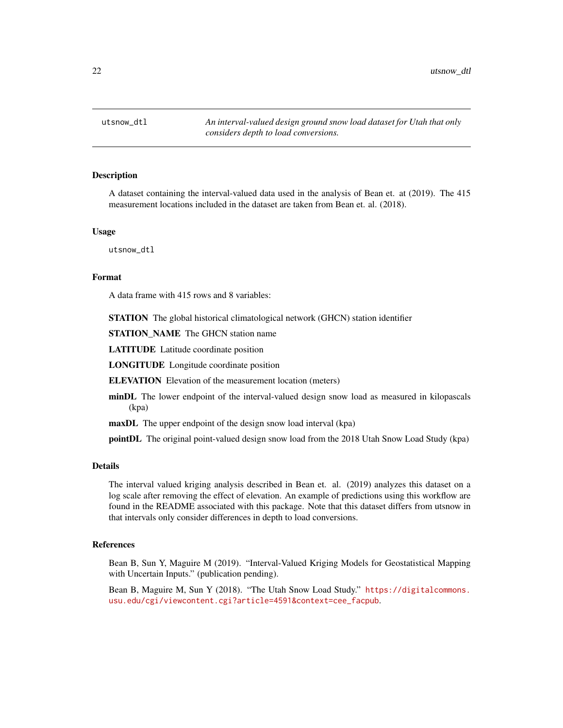utsnow_dtl *An interval-valued design ground snow load dataset for Utah that only considers depth to load conversions.*

## Description

A dataset containing the interval-valued data used in the analysis of Bean et. at (2019). The 415 measurement locations included in the dataset are taken from Bean et. al. (2018).

## Usage

```
utsnow_dtl
```

## Format

A data frame with 415 rows and 8 variables:

**STATION** The global historical climatological network (GHCN) station identifier

**STATION_NAME** The GHCN station name

**LATITUDE** Latitude coordinate position

**LONGITUDE** Longitude coordinate position

**ELEVATION** Elevation of the measurement location (meters)

**minDL** The lower endpoint of the interval-valued design snow load as measured in kilopascals (kpa)

**maxDL** The upper endpoint of the design snow load interval (kpa)

**pointDL** The original point-valued design snow load from the 2018 Utah Snow Load Study (kpa)

## Details

The interval valued kriging analysis described in Bean et. al. (2019) analyzes this dataset on a log scale after removing the effect of elevation. An example of predictions using this workflow are found in the README associated with this package. Note that this dataset differs from utsnow in that intervals only consider differences in depth to load conversions.

## References

Bean B, Sun Y, Maguire M (2019). "Interval-Valued Kriging Models for Geostatistical Mapping with Uncertain Inputs." (publication pending).

Bean B, Maguire M, Sun Y (2018). "The Utah Snow Load Study." https://digitalcommons.usu.edu/cgi/viewcontent.cgi?article=4591&context=cee_facpub.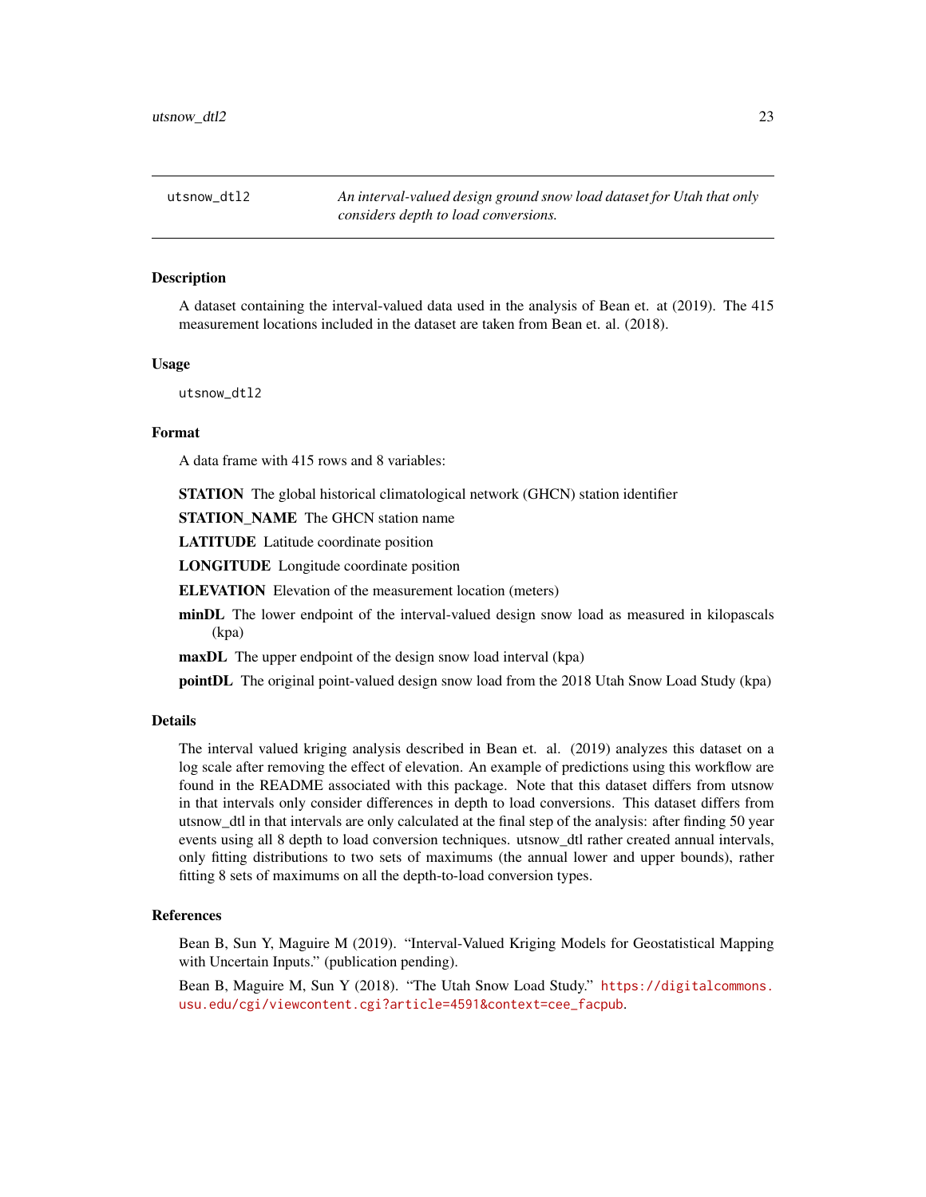`utsnow_dtl2` *An interval-valued design ground snow load dataset for Utah that only considers depth to load conversions.*

---

### Description

A dataset containing the interval-valued data used in the analysis of Bean et. at (2019). The 415 measurement locations included in the dataset are taken from Bean et. al. (2018).

### Usage

```
utsnow_dtl2
```

### Format

A data frame with 415 rows and 8 variables:

**STATION** The global historical climatological network (GHCN) station identifier

**STATION_NAME** The GHCN station name

**LATITUDE** Latitude coordinate position

**LONGITUDE** Longitude coordinate position

**ELEVATION** Elevation of the measurement location (meters)

**minDL** The lower endpoint of the interval-valued design snow load as measured in kilopascals (kpa)

**maxDL** The upper endpoint of the design snow load interval (kpa)

**pointDL** The original point-valued design snow load from the 2018 Utah Snow Load Study (kpa)

### Details

The interval valued kriging analysis described in Bean et. al. (2019) analyzes this dataset on a log scale after removing the effect of elevation. An example of predictions using this workflow are found in the README associated with this package. Note that this dataset differs from utsnow in that intervals only consider differences in depth to load conversions. This dataset differs from utsnow_dtl in that intervals are only calculated at the final step of the analysis: after finding 50 year events using all 8 depth to load conversion techniques. utsnow_dtl rather created annual intervals, only fitting distributions to two sets of maximums (the annual lower and upper bounds), rather fitting 8 sets of maximums on all the depth-to-load conversion types.

### References

Bean B, Sun Y, Maguire M (2019). "Interval-Valued Kriging Models for Geostatistical Mapping with Uncertain Inputs." (publication pending).

Bean B, Maguire M, Sun Y (2018). "The Utah Snow Load Study." https://digitalcommons.usu.edu/cgi/viewcontent.cgi?article=4591&context=cee_facpub.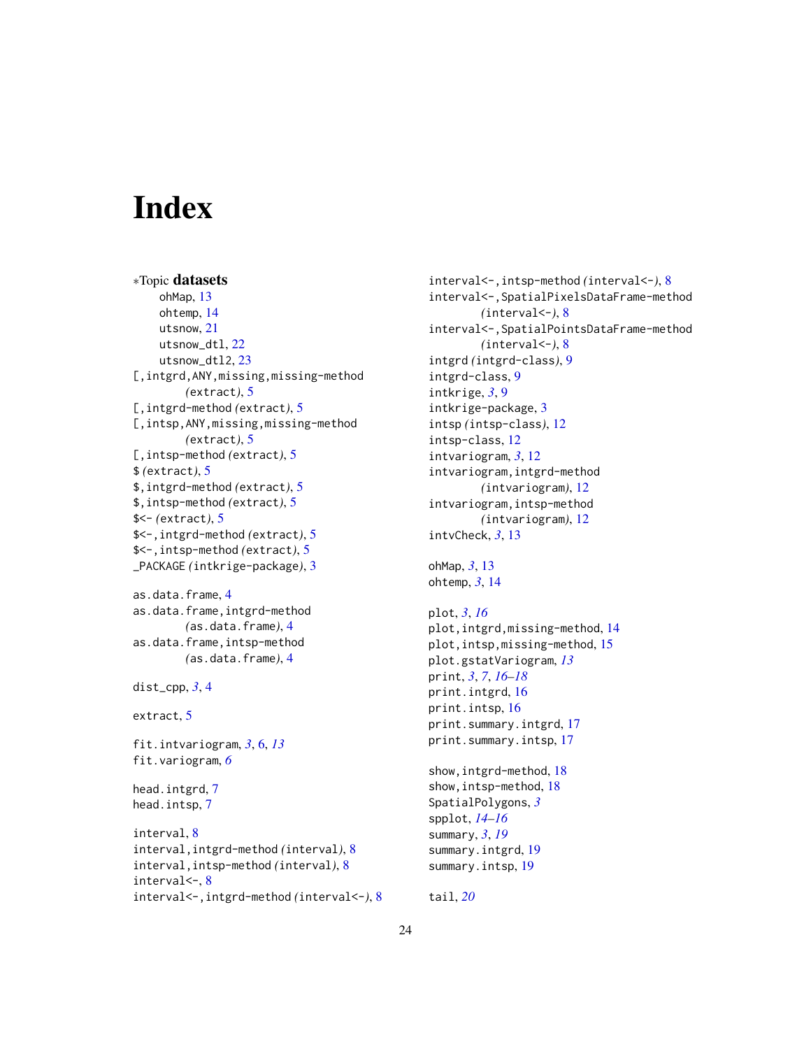# Index

∗Topic **datasets**
  ohMap, 13
  ohtemp, 14
  utsnow, 21
  utsnow_dtl, 22
  utsnow_dtl2, 23

[,intgrd,ANY,missing,missing-method *(extract)*, 5
[,intgrd-method *(extract)*, 5
[,intsp,ANY,missing,missing-method *(extract)*, 5
[,intsp-method *(extract)*, 5
$ *(extract)*, 5
$,intgrd-method *(extract)*, 5
$,intsp-method *(extract)*, 5
$<- *(extract)*, 5
$<-,intgrd-method *(extract)*, 5
$<-,intsp-method *(extract)*, 5
_PACKAGE *(intkrige-package)*, 3

as.data.frame, 4
as.data.frame,intgrd-method *(as.data.frame)*, 4
as.data.frame,intsp-method *(as.data.frame)*, 4

dist_cpp, *3*, 4

extract, 5

fit.intvariogram, *3*, 6, *13*
fit.variogram, *6*

head.intgrd, 7
head.intsp, 7

interval, 8
interval,intgrd-method *(interval)*, 8
interval,intsp-method *(interval)*, 8
interval<-, 8
interval<-,intgrd-method *(interval<-)*, 8
interval<-,intsp-method *(interval<-)*, 8
interval<-,SpatialPixelsDataFrame-method *(interval<-)*, 8
interval<-,SpatialPointsDataFrame-method *(interval<-)*, 8
intgrd *(intgrd-class)*, 9
intgrd-class, 9
intkrige, *3*, 9
intkrige-package, 3
intsp *(intsp-class)*, 12
intsp-class, 12
intvariogram, *3*, 12
intvariogram,intgrd-method *(intvariogram)*, 12
intvariogram,intsp-method *(intvariogram)*, 12
intvCheck, *3*, 13

ohMap, *3*, 13
ohtemp, *3*, 14

plot, *3*, *16*
plot,intgrd,missing-method, 14
plot,intsp,missing-method, 15
plot.gstatVariogram, *13*
print, *3*, *7*, *16–18*
print.intgrd, 16
print.intsp, 16
print.summary.intgrd, 17
print.summary.intsp, 17

show,intgrd-method, 18
show,intsp-method, 18
SpatialPolygons, *3*
spplot, *14–16*
summary, *3*, *19*
summary.intgrd, 19
summary.intsp, 19

tail, *20*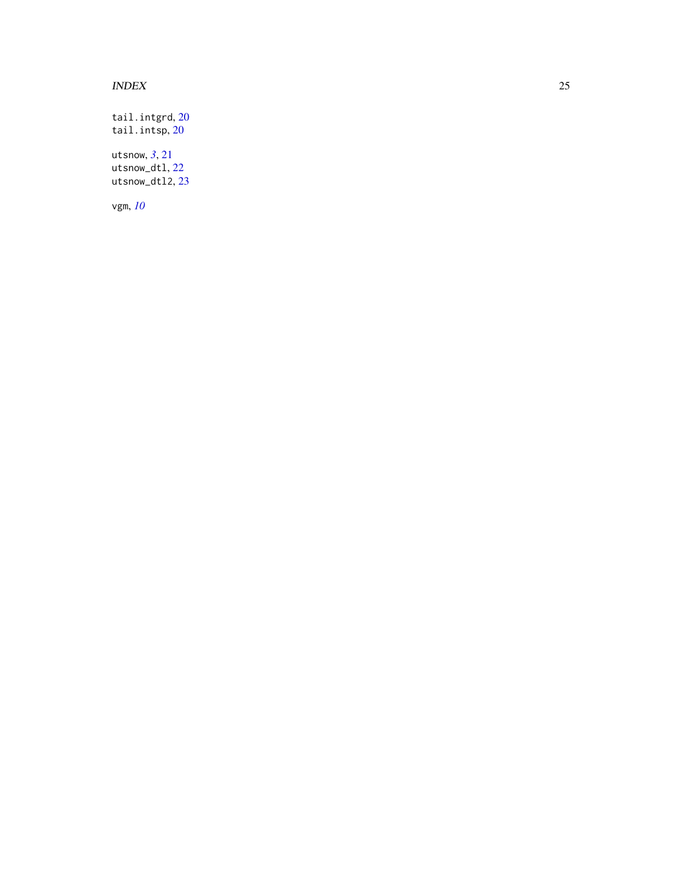tail.intgrd, 20
tail.intsp, 20

utsnow, *3*, 21
utsnow_dtl, 22
utsnow_dtl2, 23

vgm, *10*